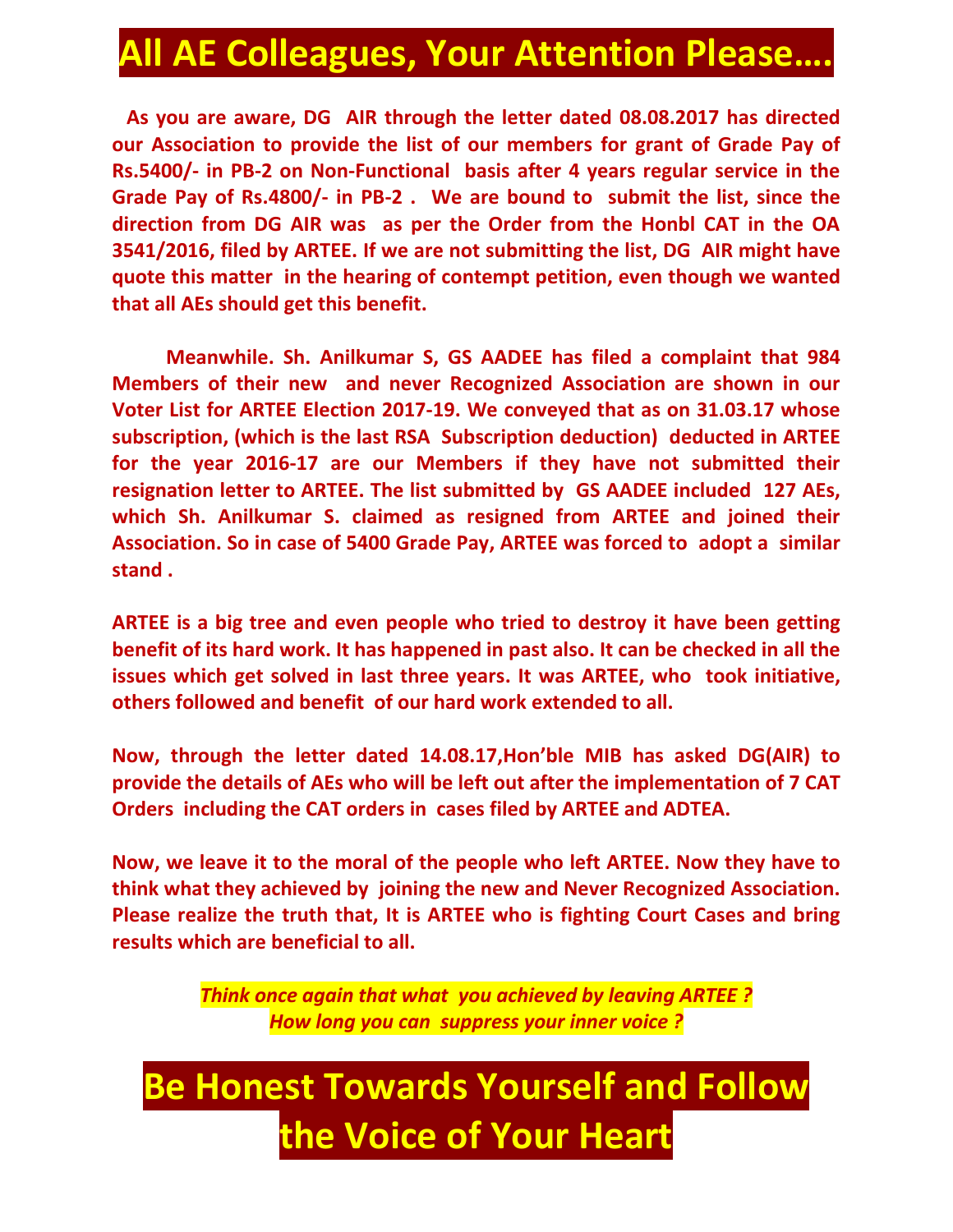# All AE Colleagues, Your Attention Please….

**As you are aware, DG AIR through the letter dated 08.08.2017 has directed our Association to provide the list of our members for grant of Grade Pay of Rs.5400/- in PB-2 on Non-Functional basis after 4 years regular service in the Grade Pay of Rs.4800/- in PB-2 . We are bound to submit the list, since the direction from DG AIR was as per the Order from the Honbl CAT in the OA 3541/2016, filed by ARTEE. If we are not submitting the list, DG AIR might have quote this matter in the hearing of contempt petition, even though we wanted that all AEs should get this benefit.**

**Meanwhile. Sh. Anilkumar S, GS AADEE has filed a complaint that 984 Members of their new and never Recognized Association are shown in our Voter List for ARTEE Election 2017-19. We conveyed that as on 31.03.17 whose subscription, (which is the last RSA Subscription deduction) deducted in ARTEE for the year 2016-17 are our Members if they have not submitted their resignation letter to ARTEE. The list submitted by GS AADEE included 127 AEs, which Sh. Anilkumar S. claimed as resigned from ARTEE and joined their Association. So in case of 5400 Grade Pay, ARTEE was forced to adopt a similar stand .**

**ARTEE is a big tree and even people who tried to destroy it have been getting benefit of its hard work. It has happened in past also. It can be checked in all the issues which get solved in last three years. It was ARTEE, who took initiative, others followed and benefit of our hard work extended to all.**

**Now, through the letter dated 14.08.17,Hon'ble MIB has asked DG(AIR) to provide the details of AEs who will be left out after the implementation of 7 CAT Orders including the CAT orders in cases filed by ARTEE and ADTEA.**

**Now, we leave it to the moral of the people who left ARTEE. Now they have to think what they achieved by joining the new and Never Recognized Association. Please realize the truth that, It is ARTEE who is fighting Court Cases and bring results which are beneficial to all.**

***Think once again that what you achieved by leaving ARTEE ?***
***How long you can suppress your inner voice ?***

# Be Honest Towards Yourself and Follow the Voice of Your Heart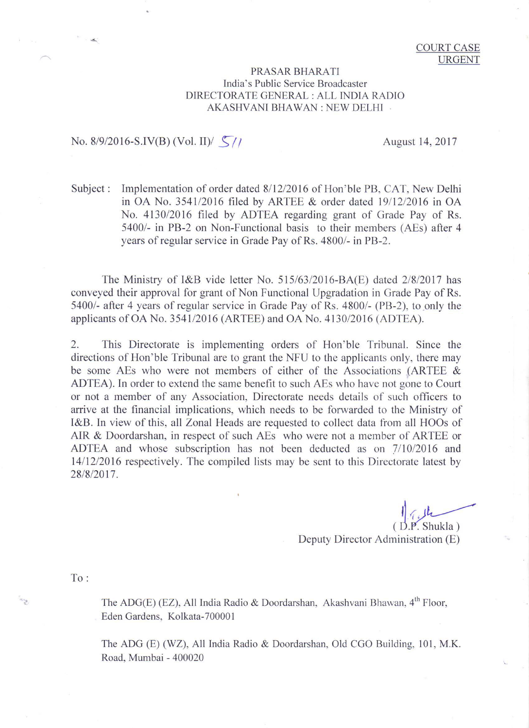COURT CASE
URGENT

PRASAR BHARATI
India's Public Service Broadcaster
DIRECTORATE GENERAL : ALL INDIA RADIO
AKASHVANI BHAWAN : NEW DELHI

No. 8/9/2016-S.IV(B) (Vol. II)/ 511

August 14, 2017

Subject : Implementation of order dated 8/12/2016 of Hon'ble PB, CAT, New Delhi in OA No. 3541/2016 filed by ARTEE & order dated 19/12/2016 in OA No. 4130/2016 filed by ADTEA regarding grant of Grade Pay of Rs. 5400/- in PB-2 on Non-Functional basis to their members (AEs) after 4 years of regular service in Grade Pay of Rs. 4800/- in PB-2.

The Ministry of I&B vide letter No. 515/63/2016-BA(E) dated 2/8/2017 has conveyed their approval for grant of Non Functional Upgradation in Grade Pay of Rs. 5400/- after 4 years of regular service in Grade Pay of Rs. 4800/- (PB-2), to only the applicants of OA No. 3541/2016 (ARTEE) and OA No. 4130/2016 (ADTEA).

2. This Directorate is implementing orders of Hon'ble Tribunal. Since the directions of Hon'ble Tribunal are to grant the NFU to the applicants only, there may be some AEs who were not members of either of the Associations (ARTEE & ADTEA). In order to extend the same benefit to such AEs who have not gone to Court or not a member of any Association, Directorate needs details of such officers to arrive at the financial implications, which needs to be forwarded to the Ministry of I&B. In view of this, all Zonal Heads are requested to collect data from all HOOs of AIR & Doordarshan, in respect of such AEs who were not a member of ARTEE or ADTEA and whose subscription has not been deducted as on 7/10/2016 and 14/12/2016 respectively. The compiled lists may be sent to this Directorate latest by 28/8/2017.

( D.P. Shukla )
Deputy Director Administration (E)

To :

The ADG(E) (EZ), All India Radio & Doordarshan, Akashvani Bhawan, 4th Floor, Eden Gardens, Kolkata-700001

The ADG (E) (WZ), All India Radio & Doordarshan, Old CGO Building, 101, M.K. Road, Mumbai - 400020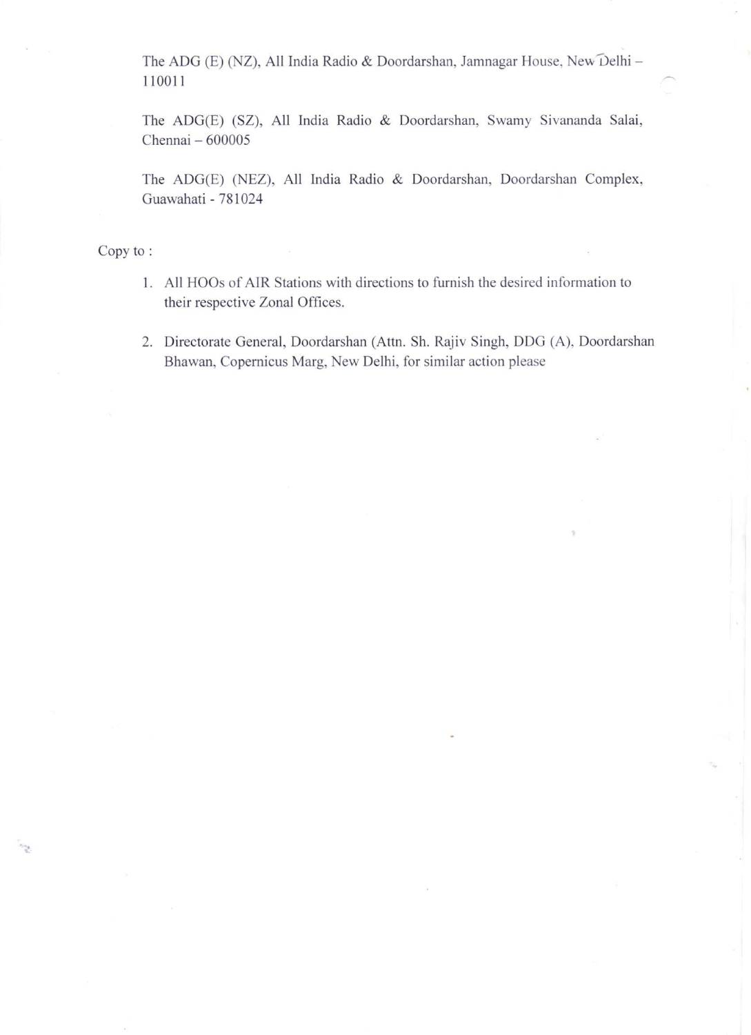The ADG (E) (NZ), All India Radio & Doordarshan, Jamnagar House, New Delhi – 110011

The ADG(E) (SZ), All India Radio & Doordarshan, Swamy Sivananda Salai, Chennai – 600005

The ADG(E) (NEZ), All India Radio & Doordarshan, Doordarshan Complex, Guawahati - 781024

Copy to :

1. All HOOs of AIR Stations with directions to furnish the desired information to their respective Zonal Offices.
2. Directorate General, Doordarshan (Attn. Sh. Rajiv Singh, DDG (A), Doordarshan Bhawan, Copernicus Marg, New Delhi, for similar action please